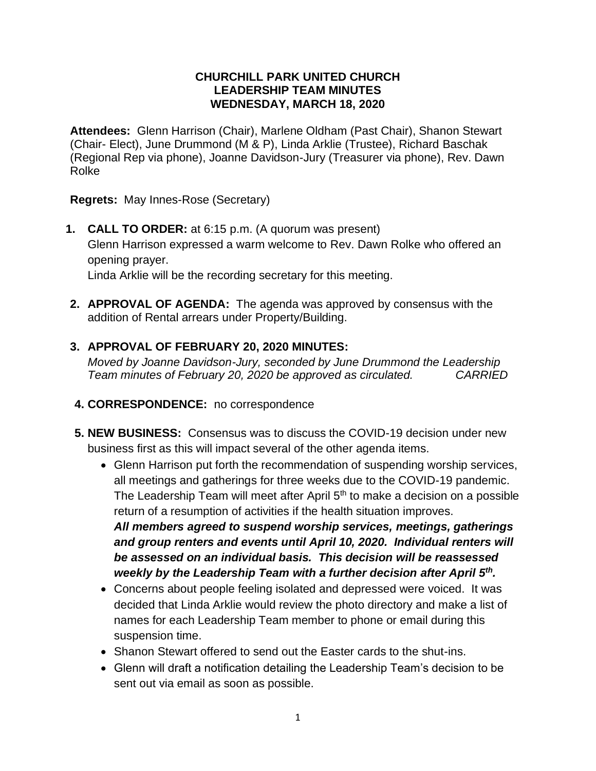**CHURCHILL PARK UNITED CHURCH**
**LEADERSHIP TEAM MINUTES**
**WEDNESDAY, MARCH 18, 2020**

**Attendees:** Glenn Harrison (Chair), Marlene Oldham (Past Chair), Shanon Stewart (Chair- Elect), June Drummond (M & P), Linda Arklie (Trustee), Richard Baschak (Regional Rep via phone), Joanne Davidson-Jury (Treasurer via phone), Rev. Dawn Rolke

**Regrets:** May Innes-Rose (Secretary)

1. **CALL TO ORDER:** at 6:15 p.m. (A quorum was present)
   Glenn Harrison expressed a warm welcome to Rev. Dawn Rolke who offered an opening prayer.
   Linda Arklie will be the recording secretary for this meeting.

2. **APPROVAL OF AGENDA:** The agenda was approved by consensus with the addition of Rental arrears under Property/Building.

3. **APPROVAL OF FEBRUARY 20, 2020 MINUTES:**
   *Moved by Joanne Davidson-Jury, seconded by June Drummond the Leadership Team minutes of February 20, 2020 be approved as circulated. CARRIED*

4. **CORRESPONDENCE:** no correspondence

5. **NEW BUSINESS:** Consensus was to discuss the COVID-19 decision under new business first as this will impact several of the other agenda items.
   - Glenn Harrison put forth the recommendation of suspending worship services, all meetings and gatherings for three weeks due to the COVID-19 pandemic. The Leadership Team will meet after April 5th to make a decision on a possible return of a resumption of activities if the health situation improves.
     ***All members agreed to suspend worship services, meetings, gatherings and group renters and events until April 10, 2020. Individual renters will be assessed on an individual basis. This decision will be reassessed weekly by the Leadership Team with a further decision after April 5th.***
   - Concerns about people feeling isolated and depressed were voiced. It was decided that Linda Arklie would review the photo directory and make a list of names for each Leadership Team member to phone or email during this suspension time.
   - Shanon Stewart offered to send out the Easter cards to the shut-ins.
   - Glenn will draft a notification detailing the Leadership Team's decision to be sent out via email as soon as possible.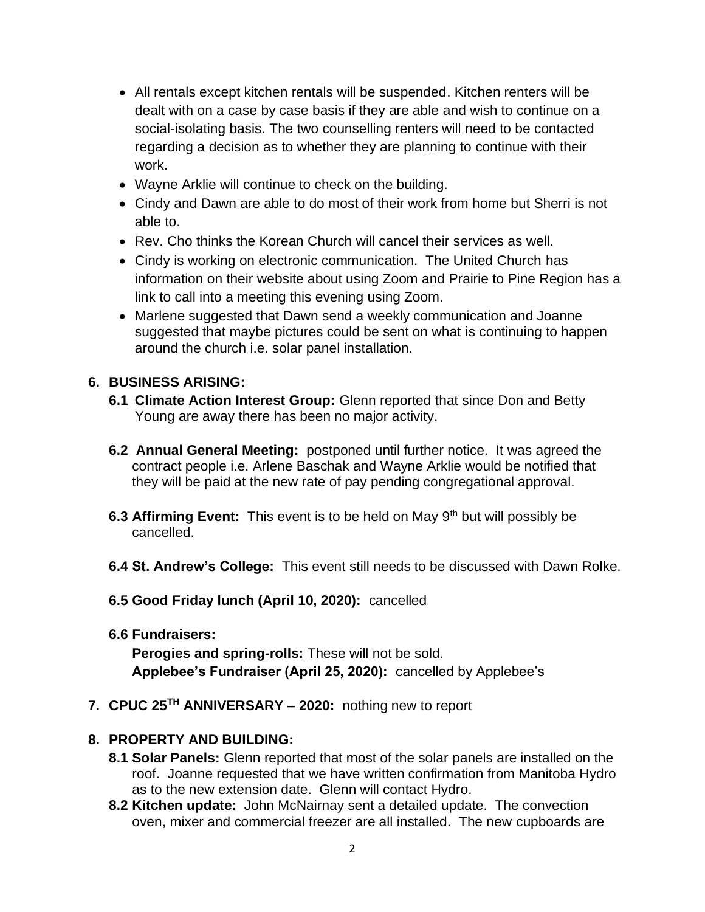- All rentals except kitchen rentals will be suspended. Kitchen renters will be dealt with on a case by case basis if they are able and wish to continue on a social-isolating basis. The two counselling renters will need to be contacted regarding a decision as to whether they are planning to continue with their work.
- Wayne Arklie will continue to check on the building.
- Cindy and Dawn are able to do most of their work from home but Sherri is not able to.
- Rev. Cho thinks the Korean Church will cancel their services as well.
- Cindy is working on electronic communication. The United Church has information on their website about using Zoom and Prairie to Pine Region has a link to call into a meeting this evening using Zoom.
- Marlene suggested that Dawn send a weekly communication and Joanne suggested that maybe pictures could be sent on what is continuing to happen around the church i.e. solar panel installation.

**6. BUSINESS ARISING:**

**6.1 Climate Action Interest Group:** Glenn reported that since Don and Betty Young are away there has been no major activity.

**6.2 Annual General Meeting:** postponed until further notice. It was agreed the contract people i.e. Arlene Baschak and Wayne Arklie would be notified that they will be paid at the new rate of pay pending congregational approval.

**6.3 Affirming Event:** This event is to be held on May 9th but will possibly be cancelled.

**6.4 St. Andrew's College:** This event still needs to be discussed with Dawn Rolke.

**6.5 Good Friday lunch (April 10, 2020):** cancelled

**6.6 Fundraisers:**

**Perogies and spring-rolls:** These will not be sold.
**Applebee's Fundraiser (April 25, 2020):** cancelled by Applebee's

**7. CPUC 25TH ANNIVERSARY – 2020:** nothing new to report

**8. PROPERTY AND BUILDING:**

**8.1 Solar Panels:** Glenn reported that most of the solar panels are installed on the roof. Joanne requested that we have written confirmation from Manitoba Hydro as to the new extension date. Glenn will contact Hydro.

**8.2 Kitchen update:** John McNairnay sent a detailed update. The convection oven, mixer and commercial freezer are all installed. The new cupboards are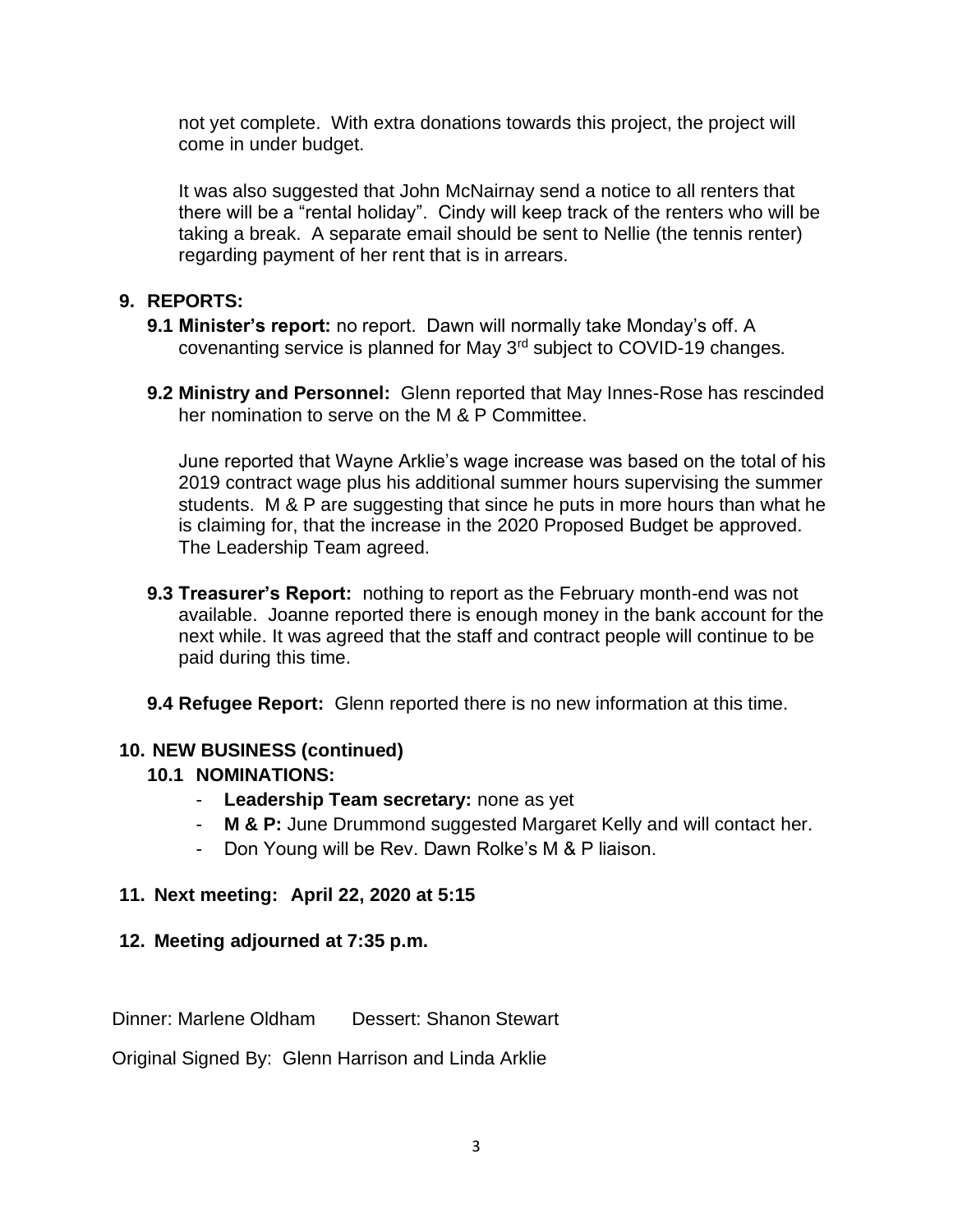not yet complete. With extra donations towards this project, the project will come in under budget.

It was also suggested that John McNairnay send a notice to all renters that there will be a "rental holiday". Cindy will keep track of the renters who will be taking a break. A separate email should be sent to Nellie (the tennis renter) regarding payment of her rent that is in arrears.

**9. REPORTS:**

**9.1 Minister's report:** no report. Dawn will normally take Monday's off. A covenanting service is planned for May 3rd subject to COVID-19 changes.

**9.2 Ministry and Personnel:** Glenn reported that May Innes-Rose has rescinded her nomination to serve on the M & P Committee.

June reported that Wayne Arklie's wage increase was based on the total of his 2019 contract wage plus his additional summer hours supervising the summer students. M & P are suggesting that since he puts in more hours than what he is claiming for, that the increase in the 2020 Proposed Budget be approved. The Leadership Team agreed.

**9.3 Treasurer's Report:** nothing to report as the February month-end was not available. Joanne reported there is enough money in the bank account for the next while. It was agreed that the staff and contract people will continue to be paid during this time.

**9.4 Refugee Report:** Glenn reported there is no new information at this time.

**10. NEW BUSINESS (continued)**

**10.1 NOMINATIONS:**

- **Leadership Team secretary:** none as yet
- **M & P:** June Drummond suggested Margaret Kelly and will contact her.
- Don Young will be Rev. Dawn Rolke's M & P liaison.

**11. Next meeting: April 22, 2020 at 5:15**

**12. Meeting adjourned at 7:35 p.m.**

Dinner: Marlene Oldham Dessert: Shanon Stewart

Original Signed By: Glenn Harrison and Linda Arklie